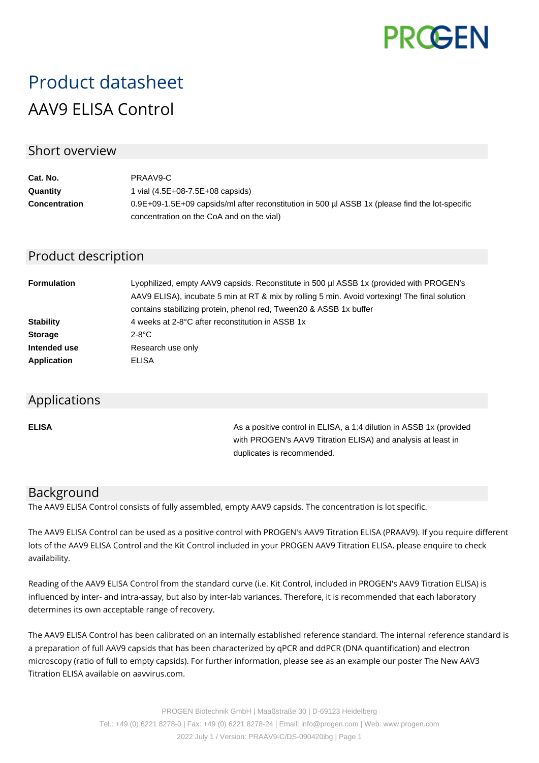PROGEN

# Product datasheet

## AAV9 ELISA Control

## Short overview

| | |
|---|---|
| **Cat. No.** | PRAAV9-C |
| **Quantity** | 1 vial (4.5E+08-7.5E+08 capsids) |
| **Concentration** | 0.9E+09-1.5E+09 capsids/ml after reconstitution in 500 µl ASSB 1x (please find the lot-specific concentration on the CoA and on the vial) |

## Product description

| | |
|---|---|
| **Formulation** | Lyophilized, empty AAV9 capsids. Reconstitute in 500 µl ASSB 1x (provided with PROGEN's AAV9 ELISA), incubate 5 min at RT & mix by rolling 5 min. Avoid vortexing! The final solution contains stabilizing protein, phenol red, Tween20 & ASSB 1x buffer |
| **Stability** | 4 weeks at 2-8°C after reconstitution in ASSB 1x |
| **Storage** | 2-8°C |
| **Intended use** | Research use only |
| **Application** | ELISA |

## Applications

| | |
|---|---|
| **ELISA** | As a positive control in ELISA, a 1:4 dilution in ASSB 1x (provided with PROGEN's AAV9 Titration ELISA) and analysis at least in duplicates is recommended. |

## Background

The AAV9 ELISA Control consists of fully assembled, empty AAV9 capsids. The concentration is lot specific.

The AAV9 ELISA Control can be used as a positive control with PROGEN's AAV9 Titration ELISA (PRAAV9). If you require different lots of the AAV9 ELISA Control and the Kit Control included in your PROGEN AAV9 Titration ELISA, please enquire to check availability.

Reading of the AAV9 ELISA Control from the standard curve (i.e. Kit Control, included in PROGEN's AAV9 Titration ELISA) is influenced by inter- and intra-assay, but also by inter-lab variances. Therefore, it is recommended that each laboratory determines its own acceptable range of recovery.

The AAV9 ELISA Control has been calibrated on an internally established reference standard. The internal reference standard is a preparation of full AAV9 capsids that has been characterized by qPCR and ddPCR (DNA quantification) and electron microscopy (ratio of full to empty capsids). For further information, please see as an example our poster The New AAV3 Titration ELISA available on aavvirus.com.

PROGEN Biotechnik GmbH | Maaßstraße 30 | D-69123 Heidelberg
Tel.: +49 (0) 6221 8278-0 | Fax: +49 (0) 6221 8278-24 | Email: info@progen.com | Web: www.progen.com
2022 July 1 / Version: PRAAV9-C/DS-090420ibg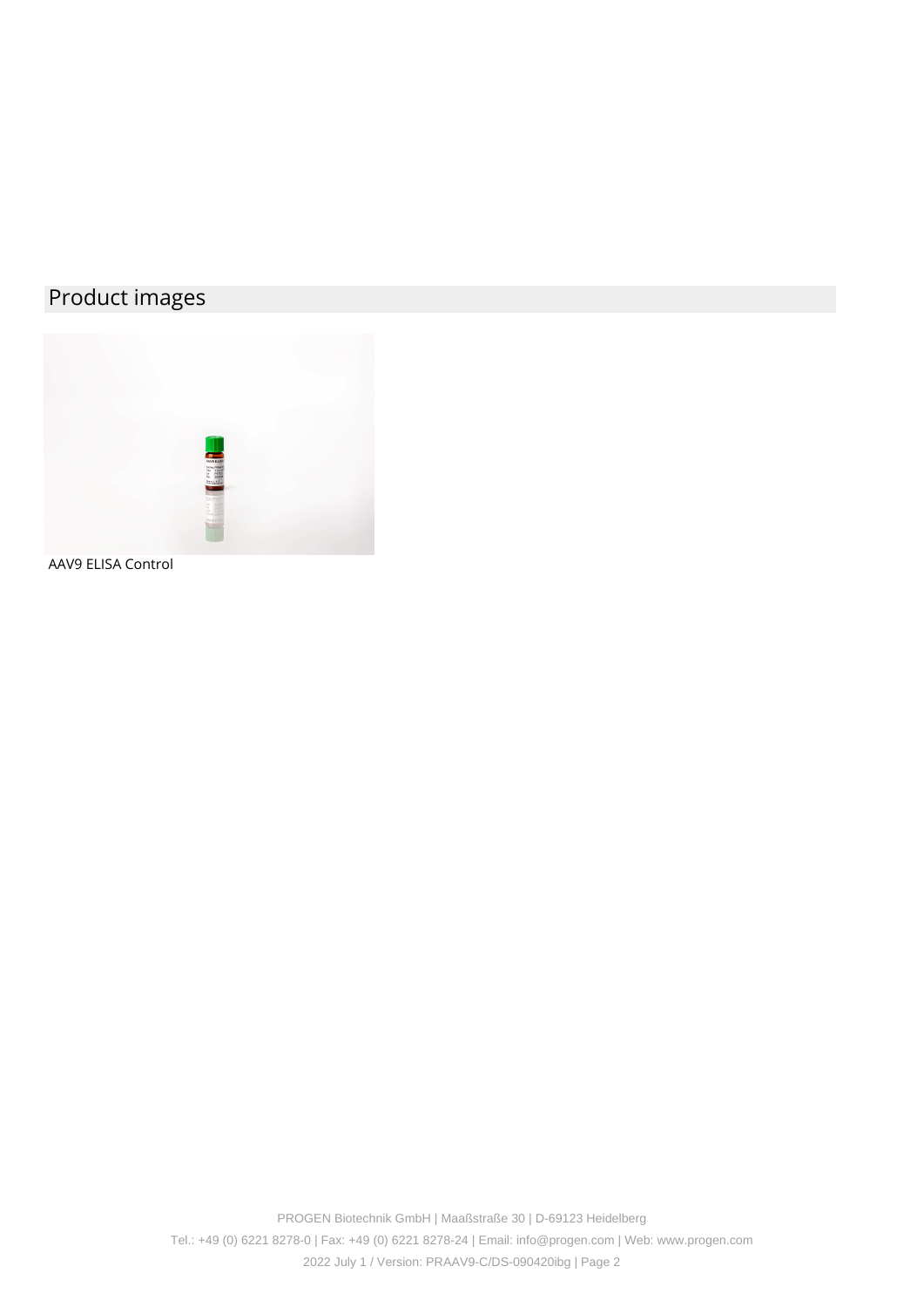## Product images

AAV9 ELISA Control